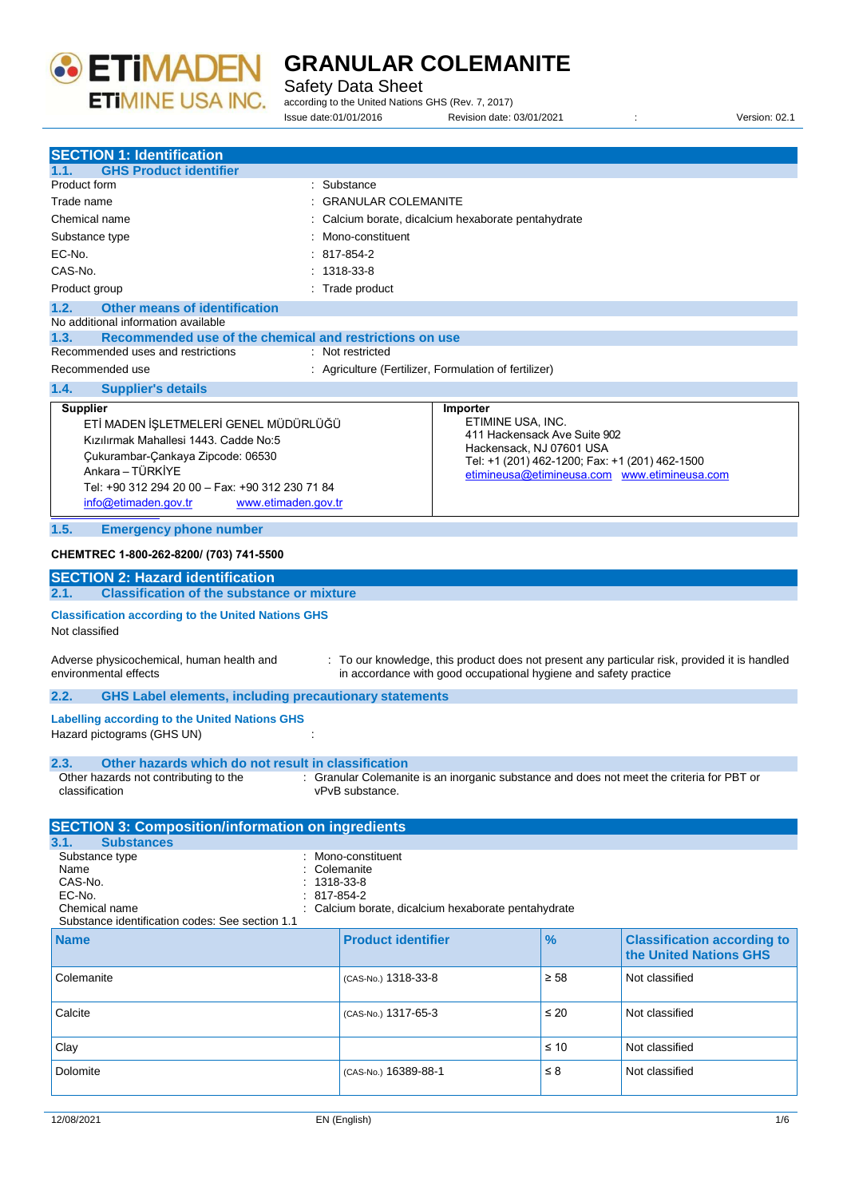# GRANULAR COLEMANITE

Safety Data Sheet

according to the United Nations GHS (Rev. 7, 2017)

Issue date:01/01/2016 Revision date: 03/01/2021 : Version: 02.1

## SECTION 1: Identification

### 1.1. GHS Product identifier

| | |
|---|---|
| Product form | : Substance |
| Trade name | : GRANULAR COLEMANITE |
| Chemical name | : Calcium borate, dicalcium hexaborate pentahydrate |
| Substance type | : Mono-constituent |
| EC-No. | : 817-854-2 |
| CAS-No. | : 1318-33-8 |
| Product group | : Trade product |

### 1.2. Other means of identification

No additional information available

### 1.3. Recommended use of the chemical and restrictions on use

| | |
|---|---|
| Recommended uses and restrictions | : Not restricted |
| Recommended use | : Agriculture (Fertilizer, Formulation of fertilizer) |

### 1.4. Supplier's details

| Supplier | Importer |
|---|---|
| ETİ MADEN İŞLETMELERİ GENEL MÜDÜRLÜĞÜ<br>Kızılırmak Mahallesi 1443. Cadde No:5<br>Çukurambar-Çankaya Zipcode: 06530<br>Ankara – TÜRKİYE<br>Tel: +90 312 294 20 00 – Fax: +90 312 230 71 84<br>info@etimaden.gov.tr www.etimaden.gov.tr | ETIMINE USA, INC.<br>411 Hackensack Ave Suite 902<br>Hackensack, NJ 07601 USA<br>Tel: +1 (201) 462-1200; Fax: +1 (201) 462-1500<br>etimineusa@etimineusa.com www.etimineusa.com |

### 1.5. Emergency phone number

**CHEMTREC 1-800-262-8200/ (703) 741-5500**

## SECTION 2: Hazard identification

### 2.1. Classification of the substance or mixture

**Classification according to the United Nations GHS**

Not classified

Adverse physicochemical, human health and environmental effects : To our knowledge, this product does not present any particular risk, provided it is handled in accordance with good occupational hygiene and safety practice

### 2.2. GHS Label elements, including precautionary statements

**Labelling according to the United Nations GHS**

Hazard pictograms (GHS UN) :

### 2.3. Other hazards which do not result in classification

Other hazards not contributing to the classification : Granular Colemanite is an inorganic substance and does not meet the criteria for PBT or vPvB substance.

## SECTION 3: Composition/information on ingredients

### 3.1. Substances

| | |
|---|---|
| Substance type | : Mono-constituent |
| Name | : Colemanite |
| CAS-No. | : 1318-33-8 |
| EC-No. | : 817-854-2 |
| Chemical name | : Calcium borate, dicalcium hexaborate pentahydrate |

Substance identification codes: See section 1.1

| Name | Product identifier | % | Classification according to the United Nations GHS |
|---|---|---|---|
| Colemanite | (CAS-No.) 1318-33-8 | ≥ 58 | Not classified |
| Calcite | (CAS-No.) 1317-65-3 | ≤ 20 | Not classified |
| Clay | | ≤ 10 | Not classified |
| Dolomite | (CAS-No.) 16389-88-1 | ≤ 8 | Not classified |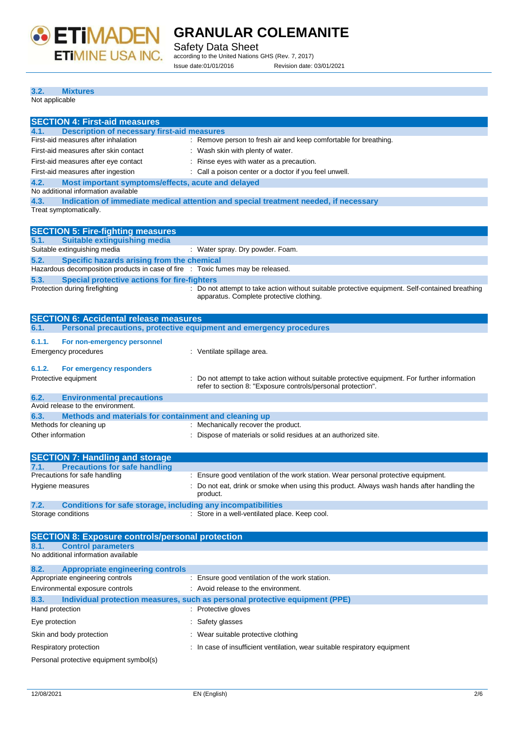### 3.2. Mixtures

Not applicable

## SECTION 4: First-aid measures

### 4.1. Description of necessary first-aid measures

| | |
|---|---|
| First-aid measures after inhalation | : Remove person to fresh air and keep comfortable for breathing. |
| First-aid measures after skin contact | : Wash skin with plenty of water. |
| First-aid measures after eye contact | : Rinse eyes with water as a precaution. |
| First-aid measures after ingestion | : Call a poison center or a doctor if you feel unwell. |

### 4.2. Most important symptoms/effects, acute and delayed

No additional information available

### 4.3. Indication of immediate medical attention and special treatment needed, if necessary

Treat symptomatically.

## SECTION 5: Fire-fighting measures

### 5.1. Suitable extinguishing media

| | |
|---|---|
| Suitable extinguishing media | : Water spray. Dry powder. Foam. |

### 5.2. Specific hazards arising from the chemical

| | |
|---|---|
| Hazardous decomposition products in case of fire | : Toxic fumes may be released. |

### 5.3. Special protective actions for fire-fighters

| | |
|---|---|
| Protection during firefighting | : Do not attempt to take action without suitable protective equipment. Self-contained breathing apparatus. Complete protective clothing. |

## SECTION 6: Accidental release measures

### 6.1. Personal precautions, protective equipment and emergency procedures

#### 6.1.1. For non-emergency personnel

| | |
|---|---|
| Emergency procedures | : Ventilate spillage area. |

#### 6.1.2. For emergency responders

| | |
|---|---|
| Protective equipment | : Do not attempt to take action without suitable protective equipment. For further information refer to section 8: "Exposure controls/personal protection". |

### 6.2. Environmental precautions

Avoid release to the environment.

### 6.3. Methods and materials for containment and cleaning up

| | |
|---|---|
| Methods for cleaning up | : Mechanically recover the product. |
| Other information | : Dispose of materials or solid residues at an authorized site. |

## SECTION 7: Handling and storage

### 7.1. Precautions for safe handling

| | |
|---|---|
| Precautions for safe handling | : Ensure good ventilation of the work station. Wear personal protective equipment. |
| Hygiene measures | : Do not eat, drink or smoke when using this product. Always wash hands after handling the product. |

### 7.2. Conditions for safe storage, including any incompatibilities

| | |
|---|---|
| Storage conditions | : Store in a well-ventilated place. Keep cool. |

## SECTION 8: Exposure controls/personal protection

### 8.1. Control parameters

No additional information available

### 8.2. Appropriate engineering controls

| | |
|---|---|
| Appropriate engineering controls | : Ensure good ventilation of the work station. |
| Environmental exposure controls | : Avoid release to the environment. |

### 8.3. Individual protection measures, such as personal protective equipment (PPE)

| | |
|---|---|
| Hand protection | : Protective gloves |
| Eye protection | : Safety glasses |
| Skin and body protection | : Wear suitable protective clothing |
| Respiratory protection | : In case of insufficient ventilation, wear suitable respiratory equipment |

Personal protective equipment symbol(s)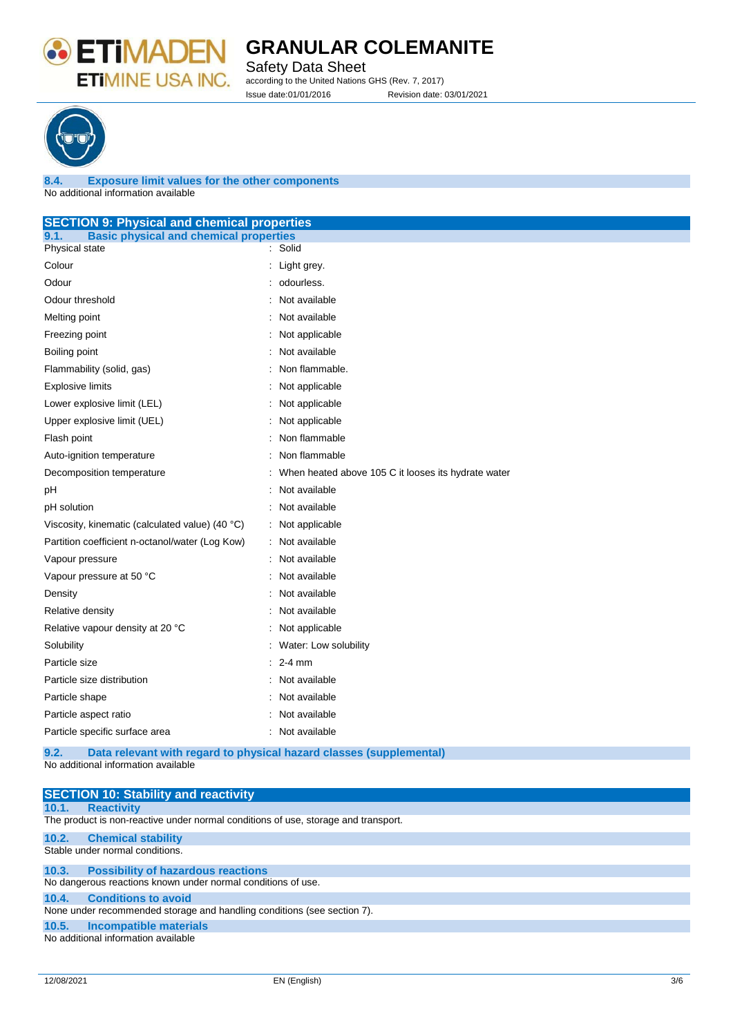### 8.4. Exposure limit values for the other components

No additional information available

## SECTION 9: Physical and chemical properties

### 9.1. Basic physical and chemical properties

| Property | Value |
|---|---|
| Physical state | : Solid |
| Colour | : Light grey. |
| Odour | : odourless. |
| Odour threshold | : Not available |
| Melting point | : Not available |
| Freezing point | : Not applicable |
| Boiling point | : Not available |
| Flammability (solid, gas) | : Non flammable. |
| Explosive limits | : Not applicable |
| Lower explosive limit (LEL) | : Not applicable |
| Upper explosive limit (UEL) | : Not applicable |
| Flash point | : Non flammable |
| Auto-ignition temperature | : Non flammable |
| Decomposition temperature | : When heated above 105 C it looses its hydrate water |
| pH | : Not available |
| pH solution | : Not available |
| Viscosity, kinematic (calculated value) (40 °C) | : Not applicable |
| Partition coefficient n-octanol/water (Log Kow) | : Not available |
| Vapour pressure | : Not available |
| Vapour pressure at 50 °C | : Not available |
| Density | : Not available |
| Relative density | : Not available |
| Relative vapour density at 20 °C | : Not applicable |
| Solubility | : Water: Low solubility |
| Particle size | : 2-4 mm |
| Particle size distribution | : Not available |
| Particle shape | : Not available |
| Particle aspect ratio | : Not available |
| Particle specific surface area | : Not available |

### 9.2. Data relevant with regard to physical hazard classes (supplemental)

No additional information available

## SECTION 10: Stability and reactivity

### 10.1. Reactivity

The product is non-reactive under normal conditions of use, storage and transport.

### 10.2. Chemical stability

Stable under normal conditions.

### 10.3. Possibility of hazardous reactions

No dangerous reactions known under normal conditions of use.

### 10.4. Conditions to avoid

None under recommended storage and handling conditions (see section 7).

### 10.5. Incompatible materials

No additional information available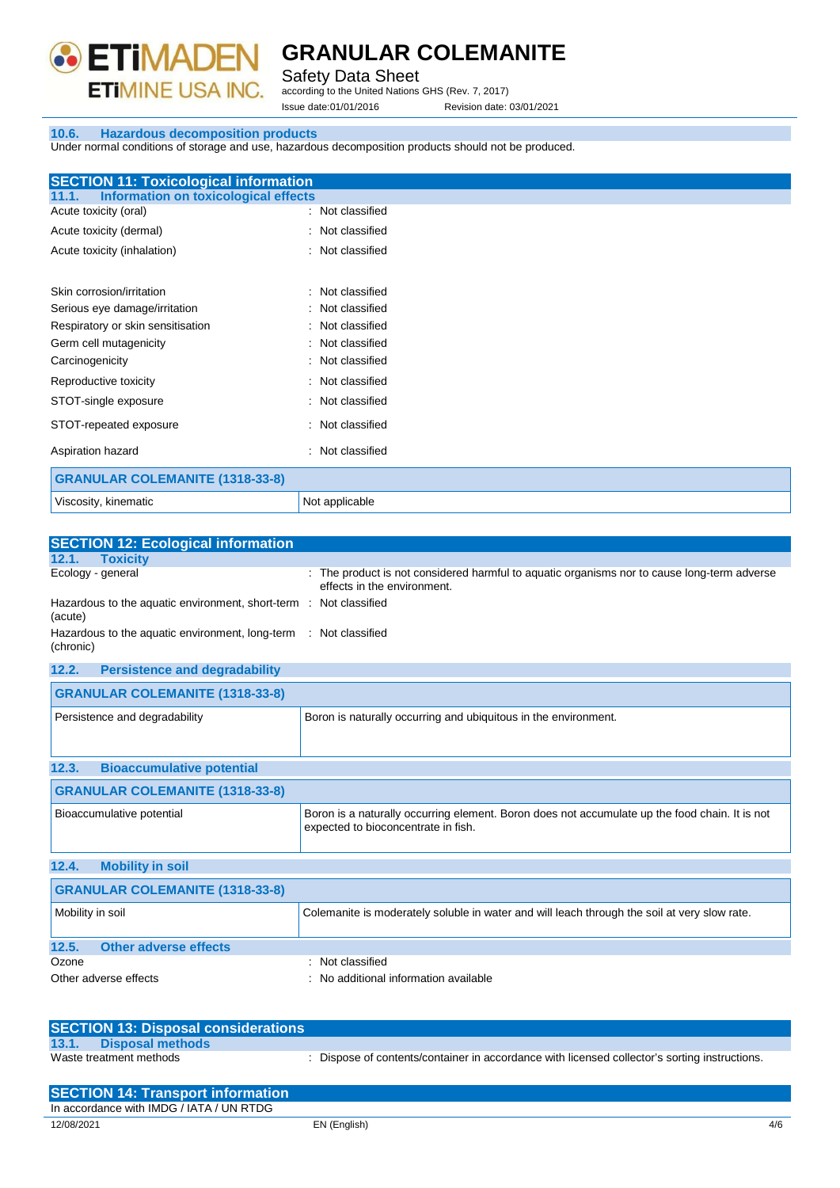### 10.6. Hazardous decomposition products

Under normal conditions of storage and use, hazardous decomposition products should not be produced.

## SECTION 11: Toxicological information

### 11.1. Information on toxicological effects

| | |
|---|---|
| Acute toxicity (oral) | : Not classified |
| Acute toxicity (dermal) | : Not classified |
| Acute toxicity (inhalation) | : Not classified |
| Skin corrosion/irritation | : Not classified |
| Serious eye damage/irritation | : Not classified |
| Respiratory or skin sensitisation | : Not classified |
| Germ cell mutagenicity | : Not classified |
| Carcinogenicity | : Not classified |
| Reproductive toxicity | : Not classified |
| STOT-single exposure | : Not classified |
| STOT-repeated exposure | : Not classified |
| Aspiration hazard | : Not classified |

| GRANULAR COLEMANITE (1318-33-8) | |
|---|---|
| Viscosity, kinematic | Not applicable |

## SECTION 12: Ecological information

### 12.1. Toxicity

| | |
|---|---|
| Ecology - general | : The product is not considered harmful to aquatic organisms nor to cause long-term adverse effects in the environment. |
| Hazardous to the aquatic environment, short-term (acute) | : Not classified |
| Hazardous to the aquatic environment, long-term (chronic) | : Not classified |

### 12.2. Persistence and degradability

| GRANULAR COLEMANITE (1318-33-8) | |
|---|---|
| Persistence and degradability | Boron is naturally occurring and ubiquitous in the environment. |

### 12.3. Bioaccumulative potential

| GRANULAR COLEMANITE (1318-33-8) | |
|---|---|
| Bioaccumulative potential | Boron is a naturally occurring element. Boron does not accumulate up the food chain. It is not expected to bioconcentrate in fish. |

### 12.4. Mobility in soil

| GRANULAR COLEMANITE (1318-33-8) | |
|---|---|
| Mobility in soil | Colemanite is moderately soluble in water and will leach through the soil at very slow rate. |

### 12.5. Other adverse effects

| | |
|---|---|
| Ozone | : Not classified |
| Other adverse effects | : No additional information available |

## SECTION 13: Disposal considerations

### 13.1. Disposal methods

| | |
|---|---|
| Waste treatment methods | : Dispose of contents/container in accordance with licensed collector's sorting instructions. |

## SECTION 14: Transport information

In accordance with IMDG / IATA / UN RTDG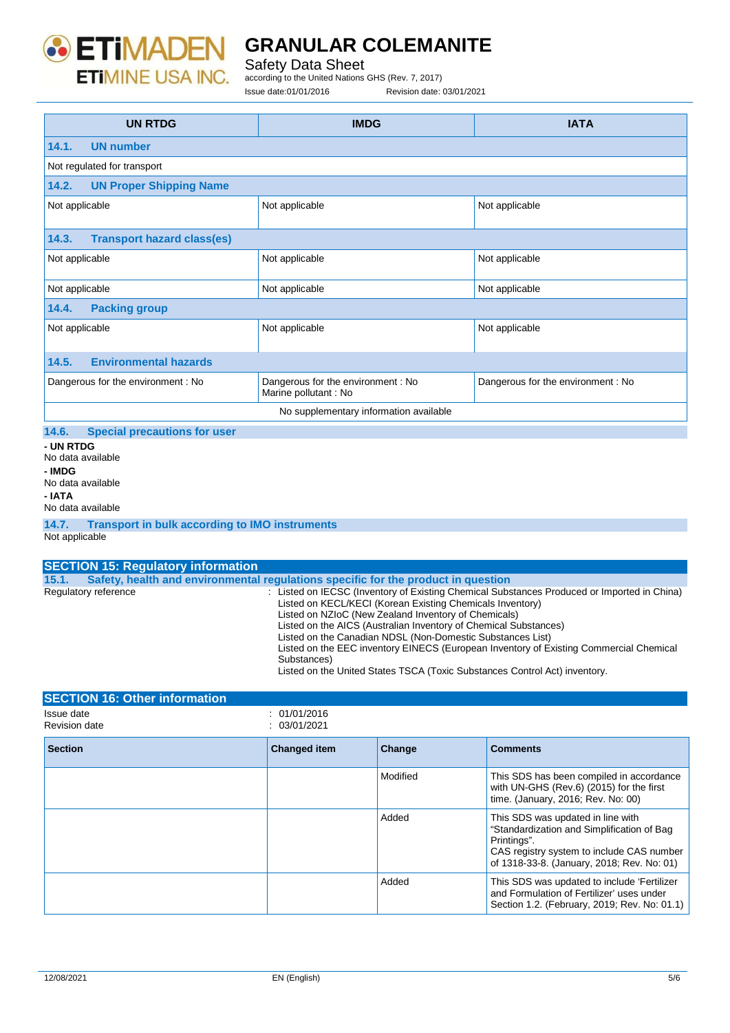| UN RTDG | IMDG | IATA |
|---|---|---|
| **14.1. UN number** | | |
| Not regulated for transport | | |
| **14.2. UN Proper Shipping Name** | | |
| Not applicable | Not applicable | Not applicable |
| **14.3. Transport hazard class(es)** | | |
| Not applicable | Not applicable | Not applicable |
| Not applicable | Not applicable | Not applicable |
| **14.4. Packing group** | | |
| Not applicable | Not applicable | Not applicable |
| **14.5. Environmental hazards** | | |
| Dangerous for the environment : No | Dangerous for the environment : No<br>Marine pollutant : No | Dangerous for the environment : No |
| No supplementary information available | | |

### 14.6. Special precautions for user

**- UN RTDG**
No data available

**- IMDG**
No data available

**- IATA**
No data available

### 14.7. Transport in bulk according to IMO instruments

Not applicable

## SECTION 15: Regulatory information

### 15.1. Safety, health and environmental regulations specific for the product in question

Regulatory reference : Listed on IECSC (Inventory of Existing Chemical Substances Produced or Imported in China)
Listed on KECL/KECI (Korean Existing Chemicals Inventory)
Listed on NZIoC (New Zealand Inventory of Chemicals)
Listed on the AICS (Australian Inventory of Chemical Substances)
Listed on the Canadian NDSL (Non-Domestic Substances List)
Listed on the EEC inventory EINECS (European Inventory of Existing Commercial Chemical Substances)
Listed on the United States TSCA (Toxic Substances Control Act) inventory.

## SECTION 16: Other information

Issue date : 01/01/2016
Revision date : 03/01/2021

| Section | Changed item | Change | Comments |
|---|---|---|---|
| | | Modified | This SDS has been compiled in accordance with UN-GHS (Rev.6) (2015) for the first time. (January, 2016; Rev. No: 00) |
| | | Added | This SDS was updated in line with "Standardization and Simplification of Bag Printings".<br>CAS registry system to include CAS number of 1318-33-8. (January, 2018; Rev. No: 01) |
| | | Added | This SDS was updated to include 'Fertilizer and Formulation of Fertilizer' uses under Section 1.2. (February, 2019; Rev. No: 01.1) |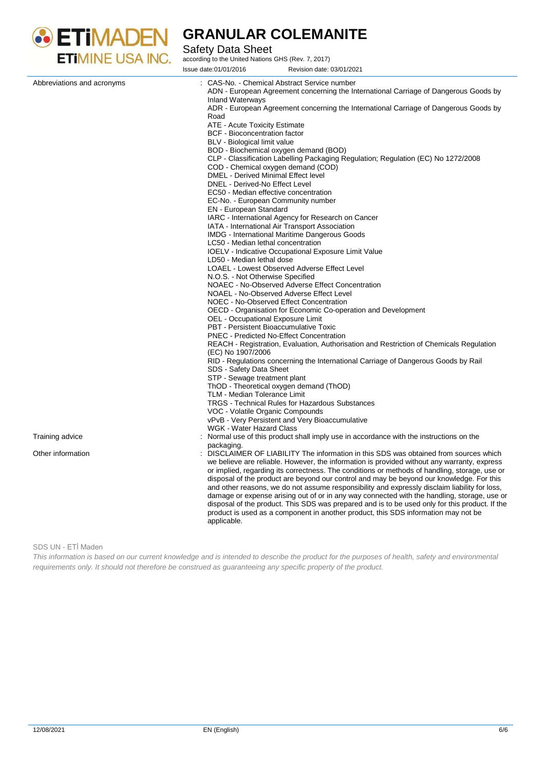| | |
|---|---|
| Abbreviations and acronyms | : CAS-No. - Chemical Abstract Service number<br>ADN - European Agreement concerning the International Carriage of Dangerous Goods by Inland Waterways<br>ADR - European Agreement concerning the International Carriage of Dangerous Goods by Road<br>ATE - Acute Toxicity Estimate<br>BCF - Bioconcentration factor<br>BLV - Biological limit value<br>BOD - Biochemical oxygen demand (BOD)<br>CLP - Classification Labelling Packaging Regulation; Regulation (EC) No 1272/2008<br>COD - Chemical oxygen demand (COD)<br>DMEL - Derived Minimal Effect level<br>DNEL - Derived-No Effect Level<br>EC50 - Median effective concentration<br>EC-No. - European Community number<br>EN - European Standard<br>IARC - International Agency for Research on Cancer<br>IATA - International Air Transport Association<br>IMDG - International Maritime Dangerous Goods<br>LC50 - Median lethal concentration<br>IOELV - Indicative Occupational Exposure Limit Value<br>LD50 - Median lethal dose<br>LOAEL - Lowest Observed Adverse Effect Level<br>N.O.S. - Not Otherwise Specified<br>NOAEC - No-Observed Adverse Effect Concentration<br>NOAEL - No-Observed Adverse Effect Level<br>NOEC - No-Observed Effect Concentration<br>OECD - Organisation for Economic Co-operation and Development<br>OEL - Occupational Exposure Limit<br>PBT - Persistent Bioaccumulative Toxic<br>PNEC - Predicted No-Effect Concentration<br>REACH - Registration, Evaluation, Authorisation and Restriction of Chemicals Regulation (EC) No 1907/2006<br>RID - Regulations concerning the International Carriage of Dangerous Goods by Rail<br>SDS - Safety Data Sheet<br>STP - Sewage treatment plant<br>ThOD - Theoretical oxygen demand (ThOD)<br>TLM - Median Tolerance Limit<br>TRGS - Technical Rules for Hazardous Substances<br>VOC - Volatile Organic Compounds<br>vPvB - Very Persistent and Very Bioaccumulative<br>WGK - Water Hazard Class |
| Training advice | : Normal use of this product shall imply use in accordance with the instructions on the packaging. |
| Other information | : DISCLAIMER OF LIABILITY The information in this SDS was obtained from sources which we believe are reliable. However, the information is provided without any warranty, express or implied, regarding its correctness. The conditions or methods of handling, storage, use or disposal of the product are beyond our control and may be beyond our knowledge. For this and other reasons, we do not assume responsibility and expressly disclaim liability for loss, damage or expense arising out of or in any way connected with the handling, storage, use or disposal of the product. This SDS was prepared and is to be used only for this product. If the product is used as a component in another product, this SDS information may not be applicable. |

SDS UN - ETİ Maden

*This information is based on our current knowledge and is intended to describe the product for the purposes of health, safety and environmental requirements only. It should not therefore be construed as guaranteeing any specific property of the product.*